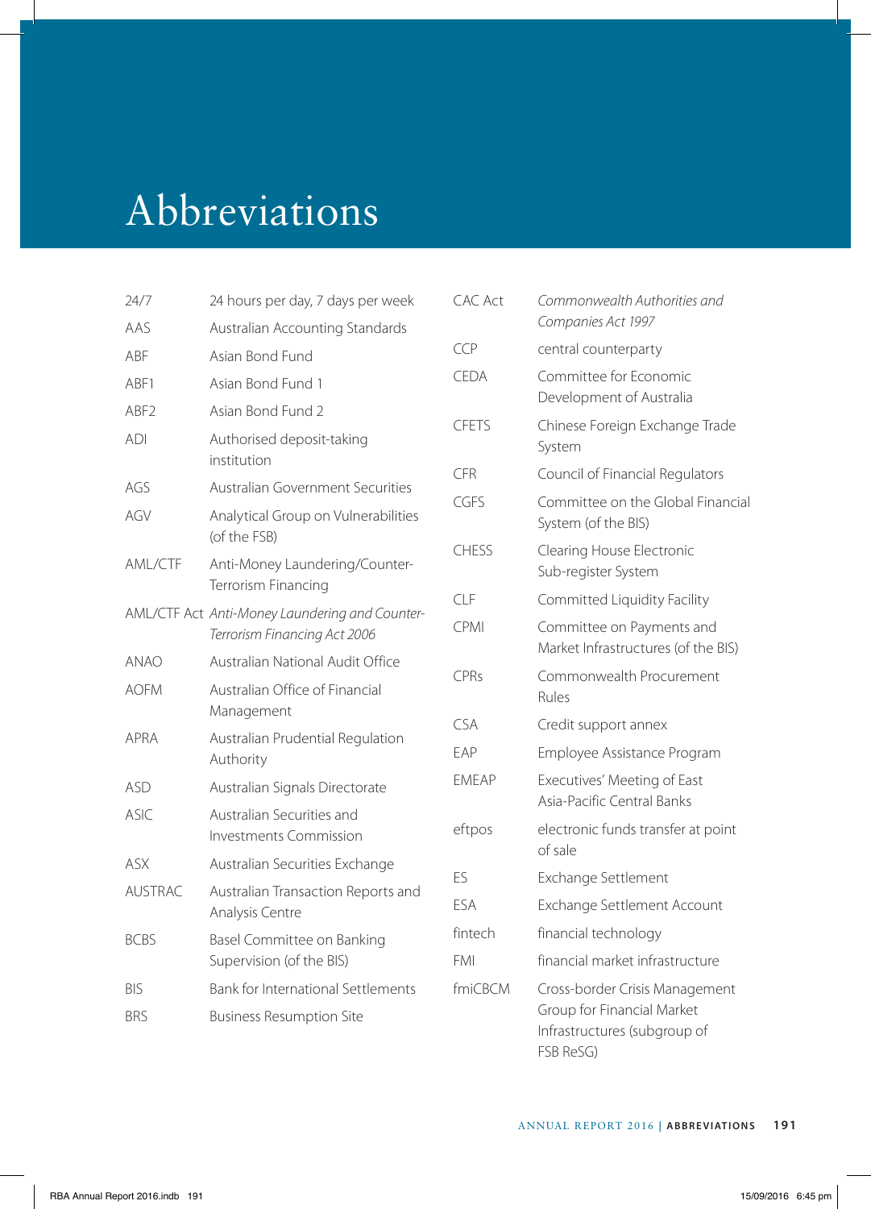# Abbreviations

| | |
|---|---|
| 24/7 | 24 hours per day, 7 days per week |
| AAS | Australian Accounting Standards |
| ABF | Asian Bond Fund |
| ABF1 | Asian Bond Fund 1 |
| ABF2 | Asian Bond Fund 2 |
| ADI | Authorised deposit-taking institution |
| AGS | Australian Government Securities |
| AGV | Analytical Group on Vulnerabilities (of the FSB) |
| AML/CTF | Anti-Money Laundering/Counter-Terrorism Financing |
| AML/CTF Act | *Anti-Money Laundering and Counter-Terrorism Financing Act 2006* |
| ANAO | Australian National Audit Office |
| AOFM | Australian Office of Financial Management |
| APRA | Australian Prudential Regulation Authority |
| ASD | Australian Signals Directorate |
| ASIC | Australian Securities and Investments Commission |
| ASX | Australian Securities Exchange |
| AUSTRAC | Australian Transaction Reports and Analysis Centre |
| BCBS | Basel Committee on Banking Supervision (of the BIS) |
| BIS | Bank for International Settlements |
| BRS | Business Resumption Site |
| CAC Act | *Commonwealth Authorities and Companies Act 1997* |
| CCP | central counterparty |
| CEDA | Committee for Economic Development of Australia |
| CFETS | Chinese Foreign Exchange Trade System |
| CFR | Council of Financial Regulators |
| CGFS | Committee on the Global Financial System (of the BIS) |
| CHESS | Clearing House Electronic Sub-register System |
| CLF | Committed Liquidity Facility |
| CPMI | Committee on Payments and Market Infrastructures (of the BIS) |
| CPRs | Commonwealth Procurement Rules |
| CSA | Credit support annex |
| EAP | Employee Assistance Program |
| EMEAP | Executives' Meeting of East Asia-Pacific Central Banks |
| eftpos | electronic funds transfer at point of sale |
| ES | Exchange Settlement |
| ESA | Exchange Settlement Account |
| fintech | financial technology |
| FMI | financial market infrastructure |
| fmiCBCM | Cross-border Crisis Management Group for Financial Market Infrastructures (subgroup of FSB ReSG) |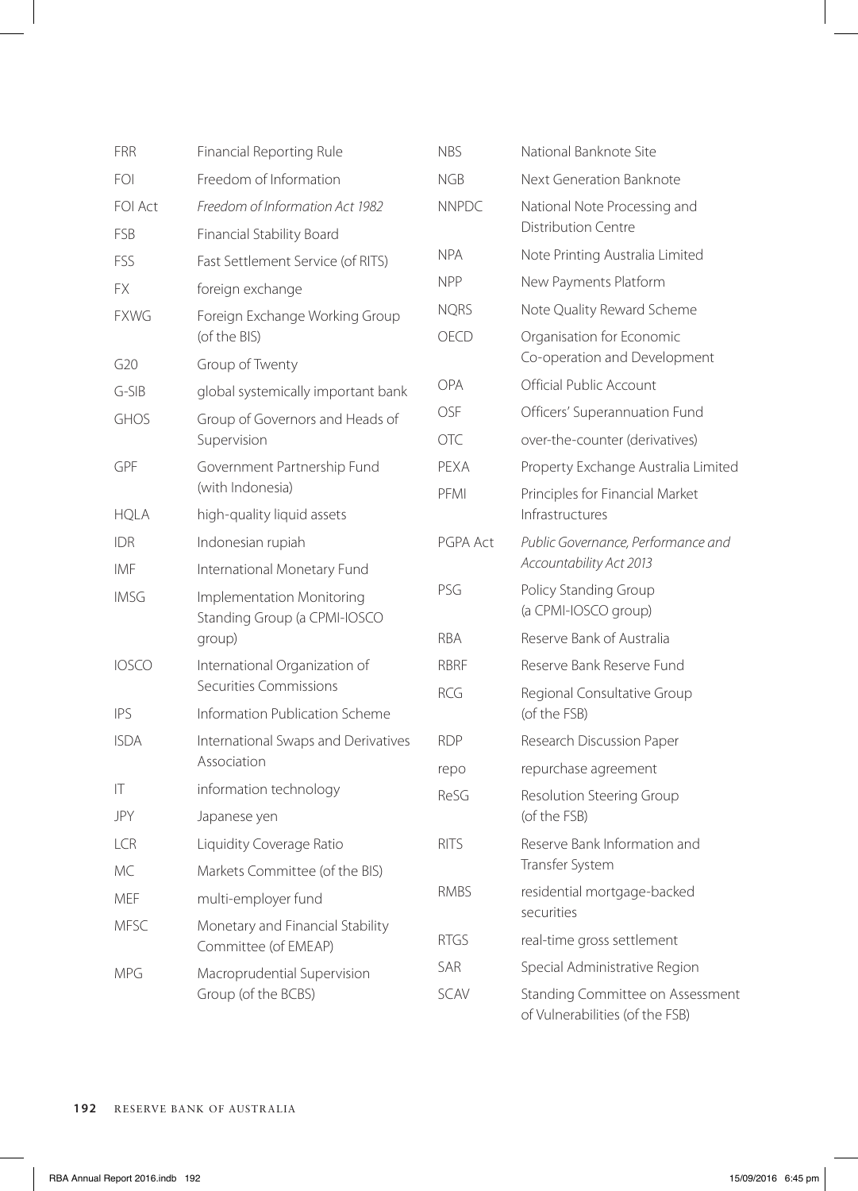| | |
|---|---|
| FRR | Financial Reporting Rule |
| FOI | Freedom of Information |
| FOI Act | *Freedom of Information Act 1982* |
| FSB | Financial Stability Board |
| FSS | Fast Settlement Service (of RITS) |
| FX | foreign exchange |
| FXWG | Foreign Exchange Working Group (of the BIS) |
| G20 | Group of Twenty |
| G-SIB | global systemically important bank |
| GHOS | Group of Governors and Heads of Supervision |
| GPF | Government Partnership Fund (with Indonesia) |
| HQLA | high-quality liquid assets |
| IDR | Indonesian rupiah |
| IMF | International Monetary Fund |
| IMSG | Implementation Monitoring Standing Group (a CPMI-IOSCO group) |
| IOSCO | International Organization of Securities Commissions |
| IPS | Information Publication Scheme |
| ISDA | International Swaps and Derivatives Association |
| IT | information technology |
| JPY | Japanese yen |
| LCR | Liquidity Coverage Ratio |
| MC | Markets Committee (of the BIS) |
| MEF | multi-employer fund |
| MFSC | Monetary and Financial Stability Committee (of EMEAP) |
| MPG | Macroprudential Supervision Group (of the BCBS) |
| NBS | National Banknote Site |
| NGB | Next Generation Banknote |
| NNPDC | National Note Processing and Distribution Centre |
| NPA | Note Printing Australia Limited |
| NPP | New Payments Platform |
| NQRS | Note Quality Reward Scheme |
| OECD | Organisation for Economic Co-operation and Development |
| OPA | Official Public Account |
| OSF | Officers' Superannuation Fund |
| OTC | over-the-counter (derivatives) |
| PEXA | Property Exchange Australia Limited |
| PFMI | Principles for Financial Market Infrastructures |
| PGPA Act | *Public Governance, Performance and Accountability Act 2013* |
| PSG | Policy Standing Group (a CPMI-IOSCO group) |
| RBA | Reserve Bank of Australia |
| RBRF | Reserve Bank Reserve Fund |
| RCG | Regional Consultative Group (of the FSB) |
| RDP | Research Discussion Paper |
| repo | repurchase agreement |
| ReSG | Resolution Steering Group (of the FSB) |
| RITS | Reserve Bank Information and Transfer System |
| RMBS | residential mortgage-backed securities |
| RTGS | real-time gross settlement |
| SAR | Special Administrative Region |
| SCAV | Standing Committee on Assessment of Vulnerabilities (of the FSB) |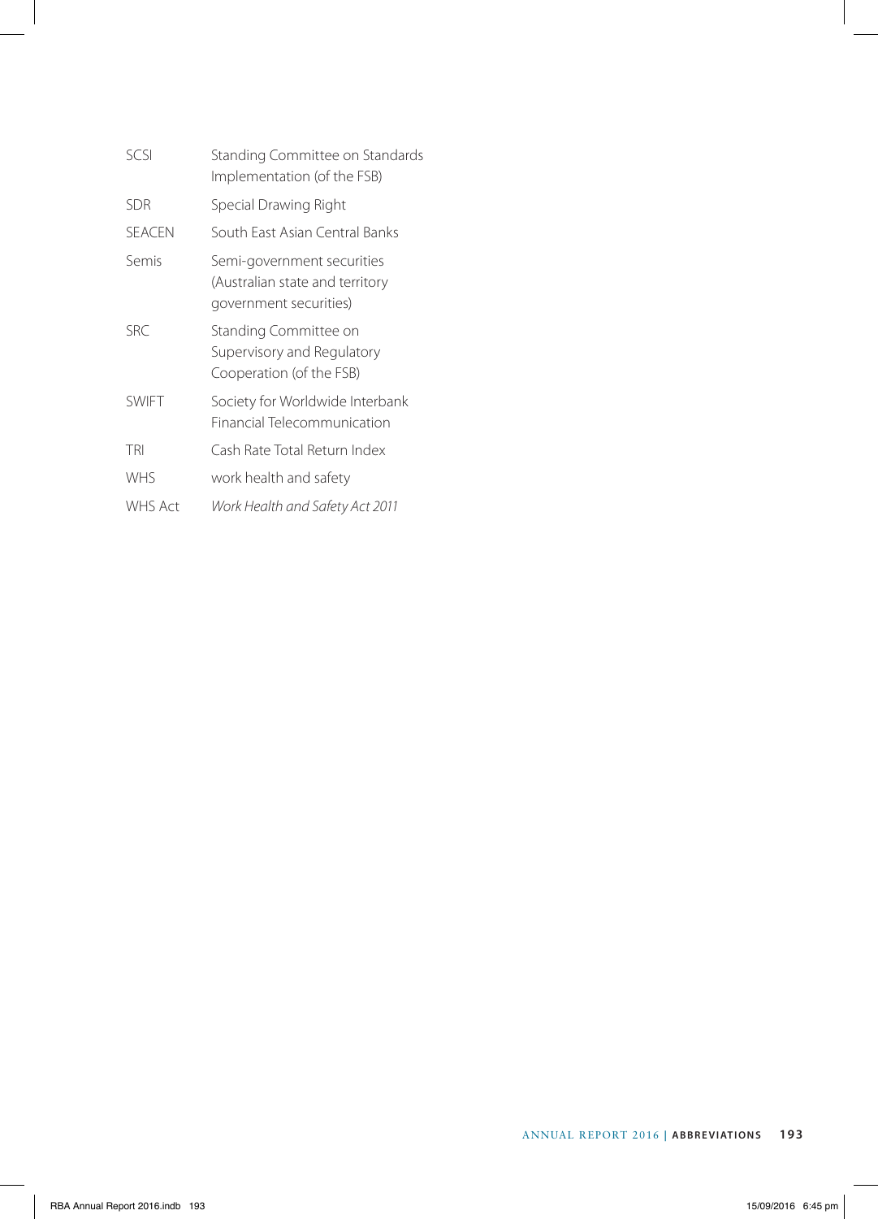| | |
|---|---|
| SCSI | Standing Committee on Standards Implementation (of the FSB) |
| SDR | Special Drawing Right |
| SEACEN | South East Asian Central Banks |
| Semis | Semi-government securities (Australian state and territory government securities) |
| SRC | Standing Committee on Supervisory and Regulatory Cooperation (of the FSB) |
| SWIFT | Society for Worldwide Interbank Financial Telecommunication |
| TRI | Cash Rate Total Return Index |
| WHS | work health and safety |
| WHS Act | *Work Health and Safety Act 2011* |